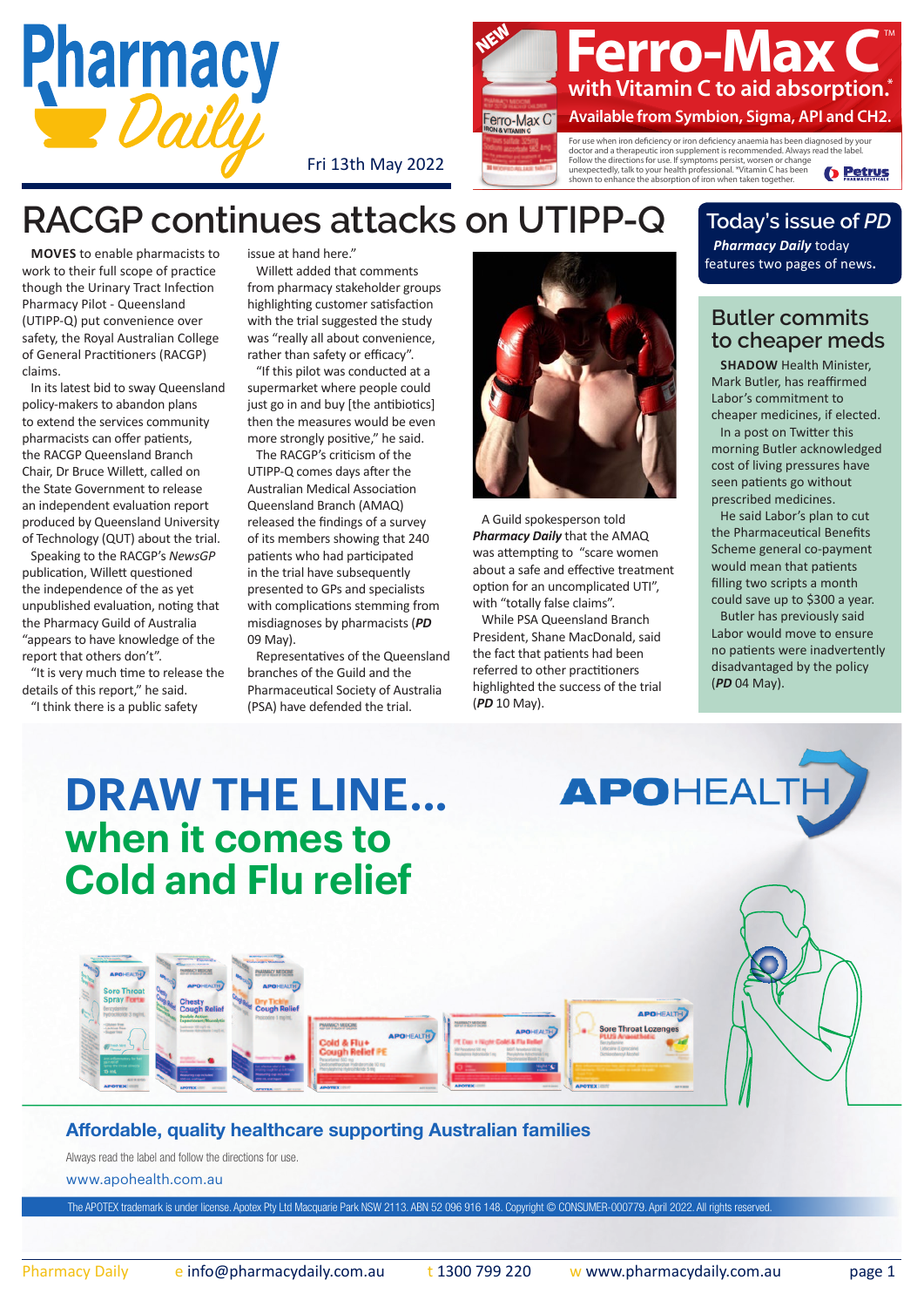# Pharmacy Daily

Fri 13th May 2022

**NEW**

## Ferro-Max C™

**with Vitamin C to aid absorption.***

**Available from Symbion, Sigma, API and CH2.**

For use when iron deficiency or iron deficiency anaemia has been diagnosed by your doctor and a therapeutic iron supplement is recommended. Always read the label. Follow the directions for use. If symptoms persist, worsen or change unexpectedly, talk to your health professional. *Vitamin C has been shown to enhance the absorption of iron when taken together.

Petrus Pharmaceuticals

# RACGP continues attacks on UTIPP-Q

**MOVES** to enable pharmacists to work to their full scope of practice though the Urinary Tract Infection Pharmacy Pilot - Queensland (UTIPP-Q) put convenience over safety, the Royal Australian College of General Practitioners (RACGP) claims.

In its latest bid to sway Queensland policy-makers to abandon plans to extend the services community pharmacists can offer patients, the RACGP Queensland Branch Chair, Dr Bruce Willett, called on the State Government to release an independent evaluation report produced by Queensland University of Technology (QUT) about the trial.

Speaking to the RACGP's *NewsGP* publication, Willett questioned the independence of the as yet unpublished evaluation, noting that the Pharmacy Guild of Australia "appears to have knowledge of the report that others don't".

"It is very much time to release the details of this report," he said.

"I think there is a public safety issue at hand here."

Willett added that comments from pharmacy stakeholder groups highlighting customer satisfaction with the trial suggested the study was "really all about convenience, rather than safety or efficacy".

"If this pilot was conducted at a supermarket where people could just go in and buy [the antibiotics] then the measures would be even more strongly positive," he said.

The RACGP's criticism of the UTIPP-Q comes days after the Australian Medical Association Queensland Branch (AMAQ) released the findings of a survey of its members showing that 240 patients who had participated in the trial have subsequently presented to GPs and specialists with complications stemming from misdiagnoses by pharmacists (***PD*** 09 May).

Representatives of the Queensland branches of the Guild and the Pharmaceutical Society of Australia (PSA) have defended the trial.

A Guild spokesperson told ***Pharmacy Daily*** that the AMAQ was attempting to "scare women about a safe and effective treatment option for an uncomplicated UTI", with "totally false claims".

While PSA Queensland Branch President, Shane MacDonald, said the fact that patients had been referred to other practitioners highlighted the success of the trial (***PD*** 10 May).

## Today's issue of *PD*

***Pharmacy Daily*** today features two pages of news.

## Butler commits to cheaper meds

**SHADOW** Health Minister, Mark Butler, has reaffirmed Labor's commitment to cheaper medicines, if elected.

In a post on Twitter this morning Butler acknowledged cost of living pressures have seen patients go without prescribed medicines.

He said Labor's plan to cut the Pharmaceutical Benefits Scheme general co-payment would mean that patients filling two scripts a month could save up to $300 a year.

Butler has previously said Labor would move to ensure no patients were inadvertently disadvantaged by the policy (***PD*** 04 May).

# DRAW THE LINE...
## when it comes to Cold and Flu relief

APOHEALTH

**Affordable, quality healthcare supporting Australian families**

Always read the label and follow the directions for use.

www.apohealth.com.au

The APOTEX trademark is under license. Apotex Pty Ltd Macquarie Park NSW 2113. ABN 52 096 916 148. Copyright © CONSUMER-000779. April 2022. All rights reserved.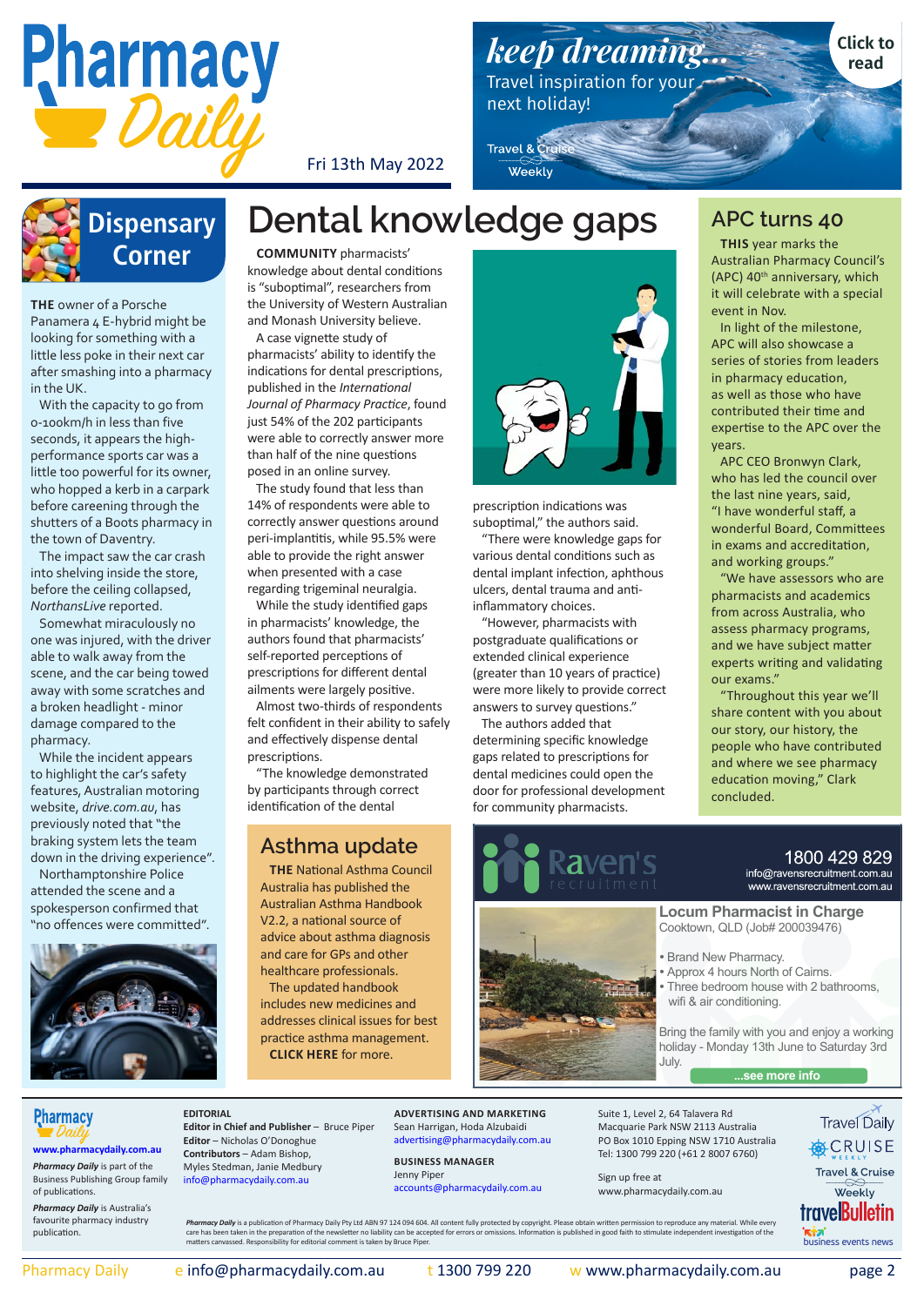# Pharmacy Daily

Fri 13th May 2022

**keep dreaming...** Travel inspiration for your next holiday!

Travel & Cruise Weekly

Click to read

## Dispensary Corner

**THE** owner of a Porsche Panamera 4 E-hybrid might be looking for something with a little less poke in their next car after smashing into a pharmacy in the UK.

With the capacity to go from 0-100km/h in less than five seconds, it appears the high-performance sports car was a little too powerful for its owner, who hopped a kerb in a carpark before careening through the shutters of a Boots pharmacy in the town of Daventry.

The impact saw the car crash into shelving inside the store, before the ceiling collapsed, *NorthansLive* reported.

Somewhat miraculously no one was injured, with the driver able to walk away from the scene, and the car being towed away with some scratches and a broken headlight - minor damage compared to the pharmacy.

While the incident appears to highlight the car's safety features, Australian motoring website, *drive.com.au*, has previously noted that "the braking system lets the team down in the driving experience".

Northamptonshire Police attended the scene and a spokesperson confirmed that "no offences were committed".

# Dental knowledge gaps

**COMMUNITY** pharmacists' knowledge about dental conditions is "suboptimal", researchers from the University of Western Australian and Monash University believe.

A case vignette study of pharmacists' ability to identify the indications for dental prescriptions, published in the *International Journal of Pharmacy Practice*, found just 54% of the 202 participants were able to correctly answer more than half of the nine questions posed in an online survey.

The study found that less than 14% of respondents were able to correctly answer questions around peri-implantitis, while 95.5% were able to provide the right answer when presented with a case regarding trigeminal neuralgia.

While the study identified gaps in pharmacists' knowledge, the authors found that pharmacists' self-reported perceptions of prescriptions for different dental ailments were largely positive.

Almost two-thirds of respondents felt confident in their ability to safely and effectively dispense dental prescriptions.

"The knowledge demonstrated by participants through correct identification of the dental prescription indications was suboptimal," the authors said.

"There were knowledge gaps for various dental conditions such as dental implant infection, aphthous ulcers, dental trauma and anti-inflammatory choices.

"However, pharmacists with postgraduate qualifications or extended clinical experience (greater than 10 years of practice) were more likely to provide correct answers to survey questions."

The authors added that determining specific knowledge gaps related to prescriptions for dental medicines could open the door for professional development for community pharmacists.

## Asthma update

**THE** National Asthma Council Australia has published the Australian Asthma Handbook V2.2, a national source of advice about asthma diagnosis and care for GPs and other healthcare professionals.

The updated handbook includes new medicines and addresses clinical issues for best practice asthma management.

**CLICK HERE** for more.

## APC turns 40

**THIS** year marks the Australian Pharmacy Council's (APC) 40th anniversary, which it will celebrate with a special event in Nov.

In light of the milestone, APC will also showcase a series of stories from leaders in pharmacy education, as well as those who have contributed their time and expertise to the APC over the years.

APC CEO Bronwyn Clark, who has led the council over the last nine years, said, "I have wonderful staff, a wonderful Board, Committees in exams and accreditation, and working groups."

"We have assessors who are pharmacists and academics from across Australia, who assess pharmacy programs, and we have subject matter experts writing and validating our exams."

"Throughout this year we'll share content with you about our story, our history, the people who have contributed and where we see pharmacy education moving," Clark concluded.

**Raven's recruitment**

1800 429 829
info@ravensrecruitment.com.au
www.ravensrecruitment.com.au

**Locum Pharmacist in Charge**
Cooktown, QLD (Job# 200039476)

- Brand New Pharmacy.
- Approx 4 hours North of Cairns.
- Three bedroom house with 2 bathrooms, wifi & air conditioning.

Bring the family with you and enjoy a working holiday - Monday 13th June to Saturday 3rd July.

...see more info

---

**Pharmacy Daily**
www.pharmacydaily.com.au

*Pharmacy Daily* is part of the Business Publishing Group family of publications.

*Pharmacy Daily* is Australia's favourite pharmacy industry publication.

**EDITORIAL**
**Editor in Chief and Publisher** – Bruce Piper
**Editor** – Nicholas O'Donoghue
**Contributors** – Adam Bishop, Myles Stedman, Janie Medbury
info@pharmacydaily.com.au

**ADVERTISING AND MARKETING**
Sean Harrigan, Hoda Alzubaidi
advertising@pharmacydaily.com.au

**BUSINESS MANAGER**
Jenny Piper
accounts@pharmacydaily.com.au

Suite 1, Level 2, 64 Talavera Rd
Macquarie Park NSW 2113 Australia
PO Box 1010 Epping NSW 1710 Australia
Tel: 1300 799 220 (+61 2 8007 6760)

Sign up free at
www.pharmacydaily.com.au

Travel Daily | CRUISE WEEKLY | Travel & Cruise Weekly | travelBulletin | business events news

*Pharmacy Daily* is a publication of Pharmacy Daily Pty Ltd ABN 97 124 094 604. All content fully protected by copyright. Please obtain written permission to reproduce any material. While every care has been taken in the preparation of the newsletter no liability can be accepted for errors or omissions. Information is published in good faith to stimulate independent investigation of the matters canvassed. Responsibility for editorial comment is taken by Bruce Piper.